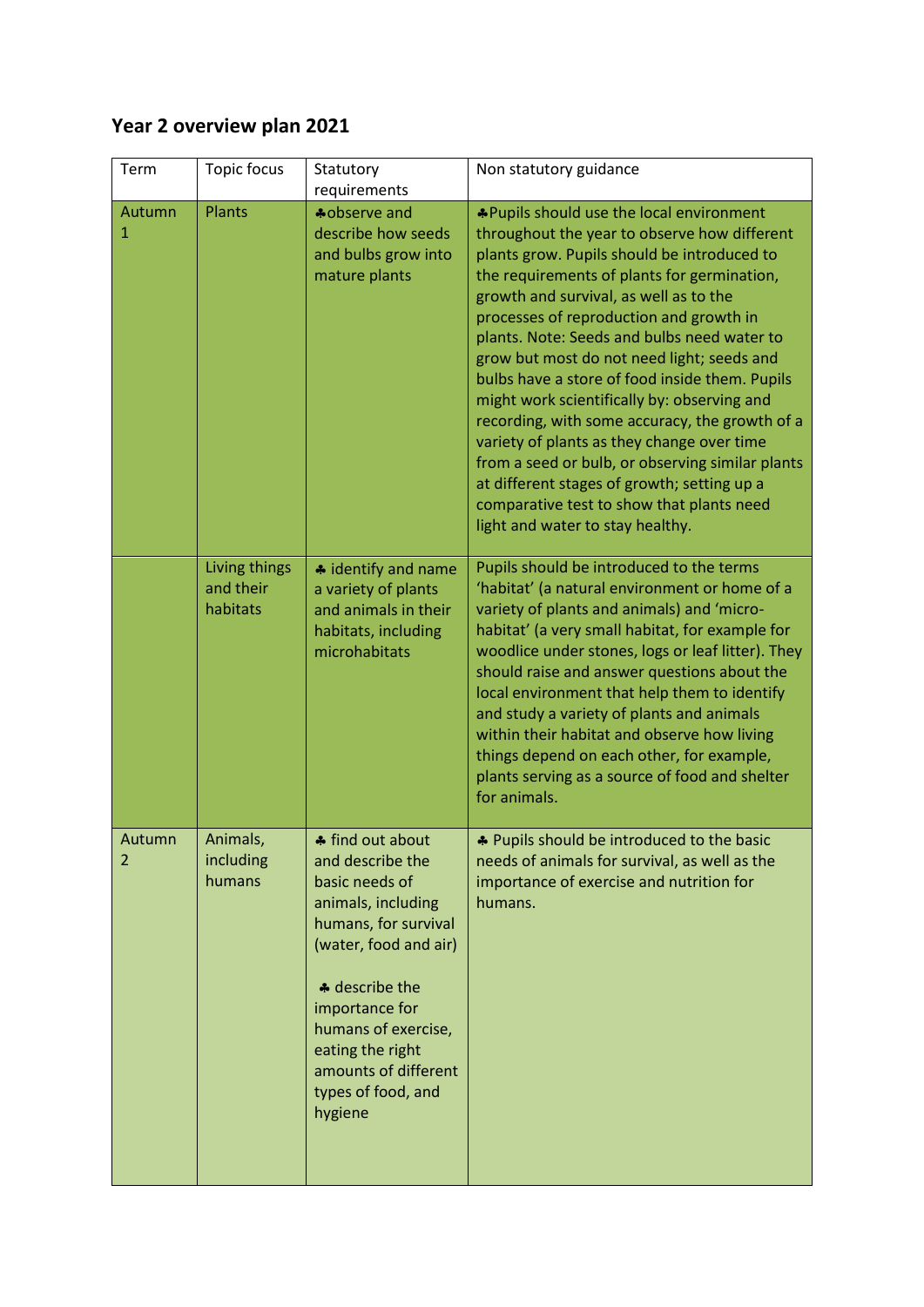# Year 2 overview plan 2021

| Term | Topic focus | Statutory requirements | Non statutory guidance |
|---|---|---|---|
| Autumn 1 | Plants | ♣observe and describe how seeds and bulbs grow into mature plants | ♣Pupils should use the local environment throughout the year to observe how different plants grow. Pupils should be introduced to the requirements of plants for germination, growth and survival, as well as to the processes of reproduction and growth in plants. Note: Seeds and bulbs need water to grow but most do not need light; seeds and bulbs have a store of food inside them. Pupils might work scientifically by: observing and recording, with some accuracy, the growth of a variety of plants as they change over time from a seed or bulb, or observing similar plants at different stages of growth; setting up a comparative test to show that plants need light and water to stay healthy. |
| | Living things and their habitats | ♣ identify and name a variety of plants and animals in their habitats, including microhabitats | Pupils should be introduced to the terms 'habitat' (a natural environment or home of a variety of plants and animals) and 'micro-habitat' (a very small habitat, for example for woodlice under stones, logs or leaf litter). They should raise and answer questions about the local environment that help them to identify and study a variety of plants and animals within their habitat and observe how living things depend on each other, for example, plants serving as a source of food and shelter for animals. |
| Autumn 2 | Animals, including humans | ♣ find out about and describe the basic needs of animals, including humans, for survival (water, food and air)<br><br>♣ describe the importance for humans of exercise, eating the right amounts of different types of food, and hygiene | ♣ Pupils should be introduced to the basic needs of animals for survival, as well as the importance of exercise and nutrition for humans. |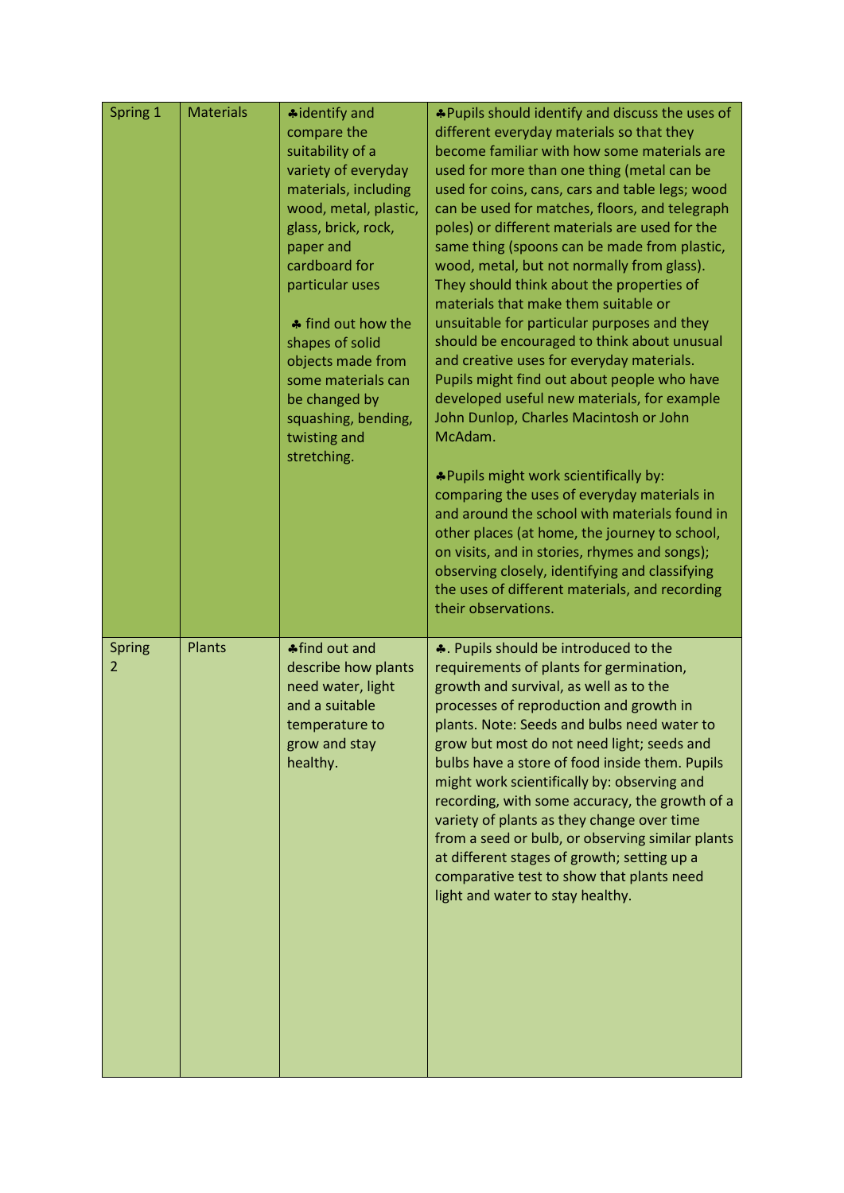| Spring 1 | Materials | ♣identify and compare the suitability of a variety of everyday materials, including wood, metal, plastic, glass, brick, rock, paper and cardboard for particular uses<br><br>♣ find out how the shapes of solid objects made from some materials can be changed by squashing, bending, twisting and stretching. | ♣Pupils should identify and discuss the uses of different everyday materials so that they become familiar with how some materials are used for more than one thing (metal can be used for coins, cans, cars and table legs; wood can be used for matches, floors, and telegraph poles) or different materials are used for the same thing (spoons can be made from plastic, wood, metal, but not normally from glass). They should think about the properties of materials that make them suitable or unsuitable for particular purposes and they should be encouraged to think about unusual and creative uses for everyday materials. Pupils might find out about people who have developed useful new materials, for example John Dunlop, Charles Macintosh or John McAdam.<br><br>♣Pupils might work scientifically by: comparing the uses of everyday materials in and around the school with materials found in other places (at home, the journey to school, on visits, and in stories, rhymes and songs); observing closely, identifying and classifying the uses of different materials, and recording their observations. |
|---|---|---|---|
| Spring 2 | Plants | ♣find out and describe how plants need water, light and a suitable temperature to grow and stay healthy. | ♣. Pupils should be introduced to the requirements of plants for germination, growth and survival, as well as to the processes of reproduction and growth in plants. Note: Seeds and bulbs need water to grow but most do not need light; seeds and bulbs have a store of food inside them. Pupils might work scientifically by: observing and recording, with some accuracy, the growth of a variety of plants as they change over time from a seed or bulb, or observing similar plants at different stages of growth; setting up a comparative test to show that plants need light and water to stay healthy. |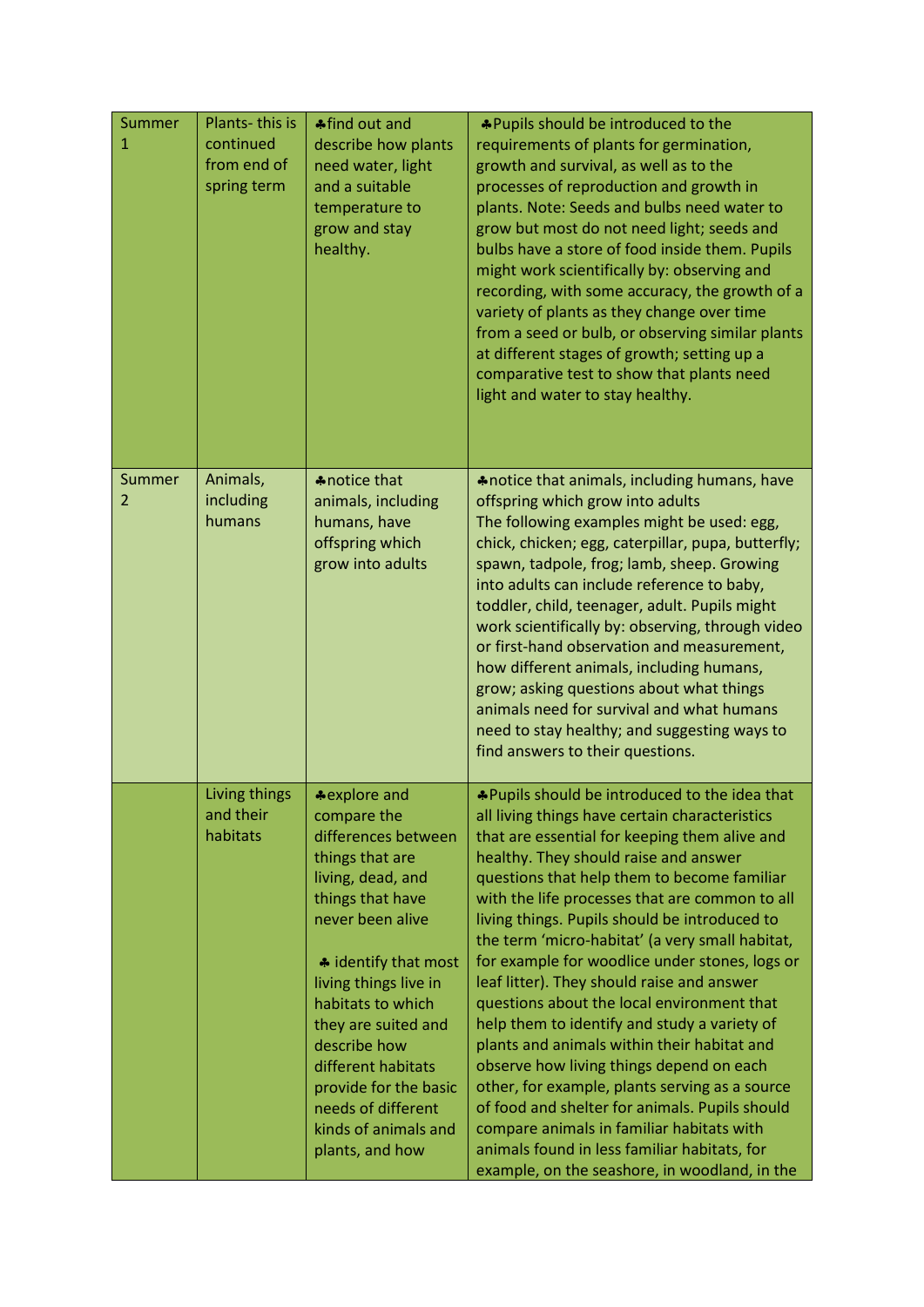| Summer 1 | Plants- this is continued from end of spring term | ♣find out and describe how plants need water, light and a suitable temperature to grow and stay healthy. | ♣Pupils should be introduced to the requirements of plants for germination, growth and survival, as well as to the processes of reproduction and growth in plants. Note: Seeds and bulbs need water to grow but most do not need light; seeds and bulbs have a store of food inside them. Pupils might work scientifically by: observing and recording, with some accuracy, the growth of a variety of plants as they change over time from a seed or bulb, or observing similar plants at different stages of growth; setting up a comparative test to show that plants need light and water to stay healthy. |
|---|---|---|---|
| Summer 2 | Animals, including humans | ♣notice that animals, including humans, have offspring which grow into adults | ♣notice that animals, including humans, have offspring which grow into adults<br>The following examples might be used: egg, chick, chicken; egg, caterpillar, pupa, butterfly; spawn, tadpole, frog; lamb, sheep. Growing into adults can include reference to baby, toddler, child, teenager, adult. Pupils might work scientifically by: observing, through video or first-hand observation and measurement, how different animals, including humans, grow; asking questions about what things animals need for survival and what humans need to stay healthy; and suggesting ways to find answers to their questions. |
| | Living things and their habitats | ♣explore and compare the differences between things that are living, dead, and things that have never been alive<br><br>♣ identify that most living things live in habitats to which they are suited and describe how different habitats provide for the basic needs of different kinds of animals and plants, and how | ♣Pupils should be introduced to the idea that all living things have certain characteristics that are essential for keeping them alive and healthy. They should raise and answer questions that help them to become familiar with the life processes that are common to all living things. Pupils should be introduced to the term 'micro-habitat' (a very small habitat, for example for woodlice under stones, logs or leaf litter). They should raise and answer questions about the local environment that help them to identify and study a variety of plants and animals within their habitat and observe how living things depend on each other, for example, plants serving as a source of food and shelter for animals. Pupils should compare animals in familiar habitats with animals found in less familiar habitats, for example, on the seashore, in woodland, in the |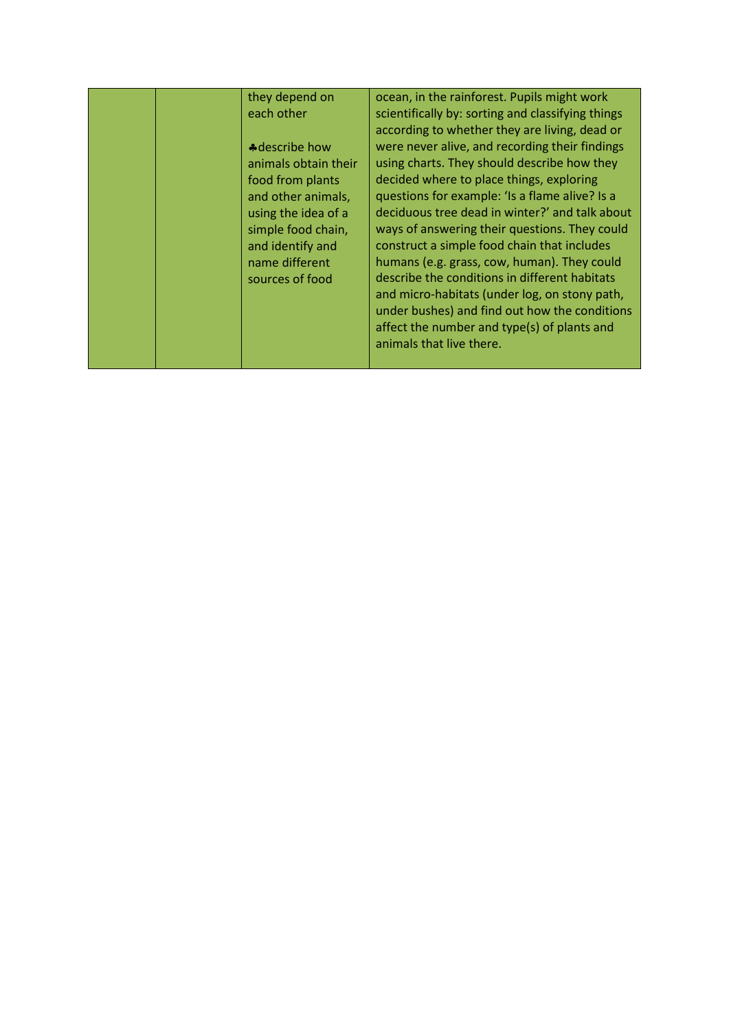| | | | |
|---|---|---|---|
| | | they depend on each other<br><br>♣describe how animals obtain their food from plants and other animals, using the idea of a simple food chain, and identify and name different sources of food | ocean, in the rainforest. Pupils might work scientifically by: sorting and classifying things according to whether they are living, dead or were never alive, and recording their findings using charts. They should describe how they decided where to place things, exploring questions for example: 'Is a flame alive? Is a deciduous tree dead in winter?' and talk about ways of answering their questions. They could construct a simple food chain that includes humans (e.g. grass, cow, human). They could describe the conditions in different habitats and micro-habitats (under log, on stony path, under bushes) and find out how the conditions affect the number and type(s) of plants and animals that live there. |